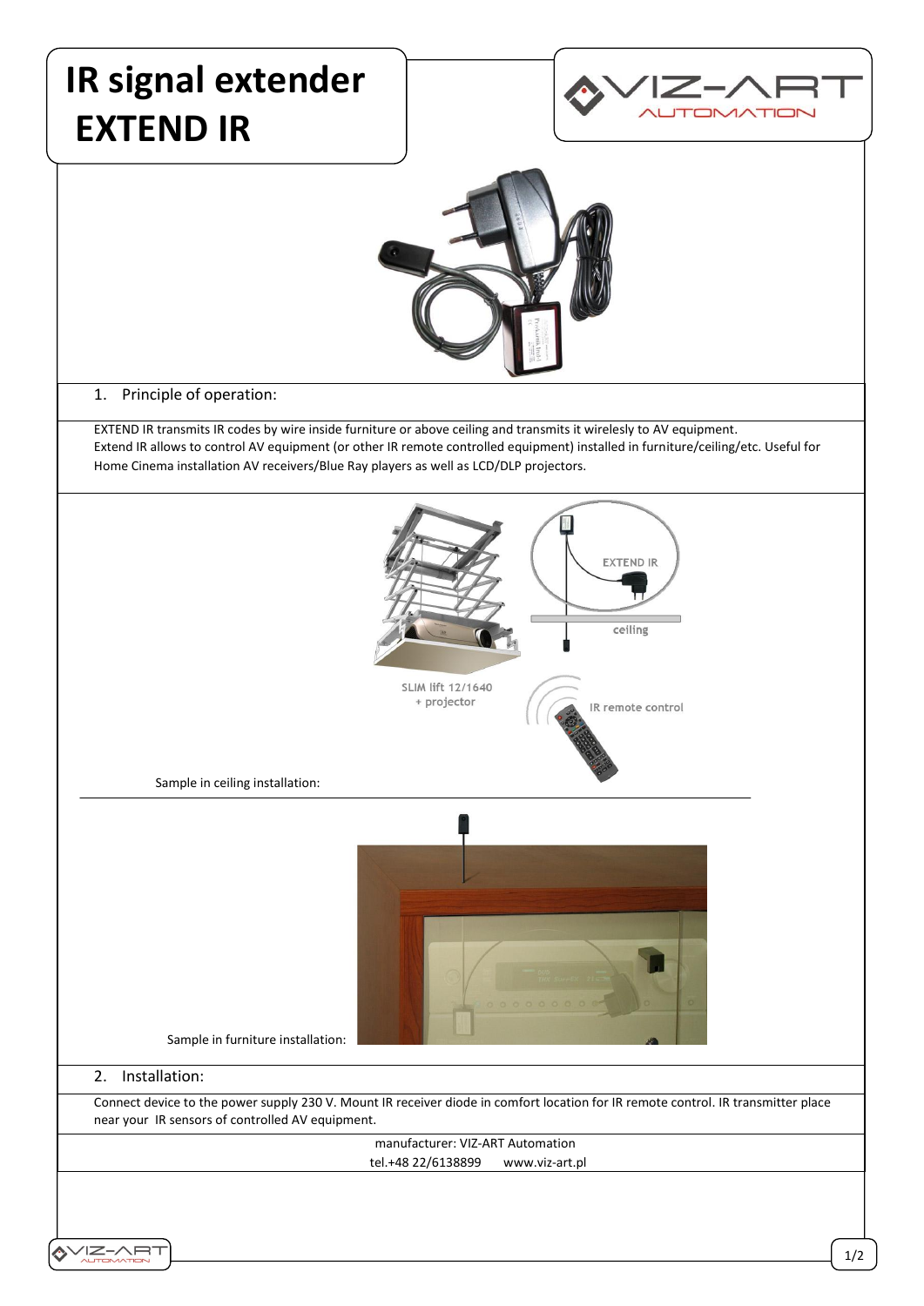# IR signal extender EXTEND IR

## 1. Principle of operation:

EXTEND IR transmits IR codes by wire inside furniture or above ceiling and transmits it wirelesly to AV equipment.
Extend IR allows to control AV equipment (or other IR remote controlled equipment) installed in furniture/ceiling/etc. Useful for Home Cinema installation AV receivers/Blue Ray players as well as LCD/DLP projectors.

Sample in ceiling installation:

Sample in furniture installation:

## 2. Installation:

Connect device to the power supply 230 V. Mount IR receiver diode in comfort location for IR remote control. IR transmitter place near your IR sensors of controlled AV equipment.

manufacturer: VIZ-ART Automation
tel.+48 22/6138899 www.viz-art.pl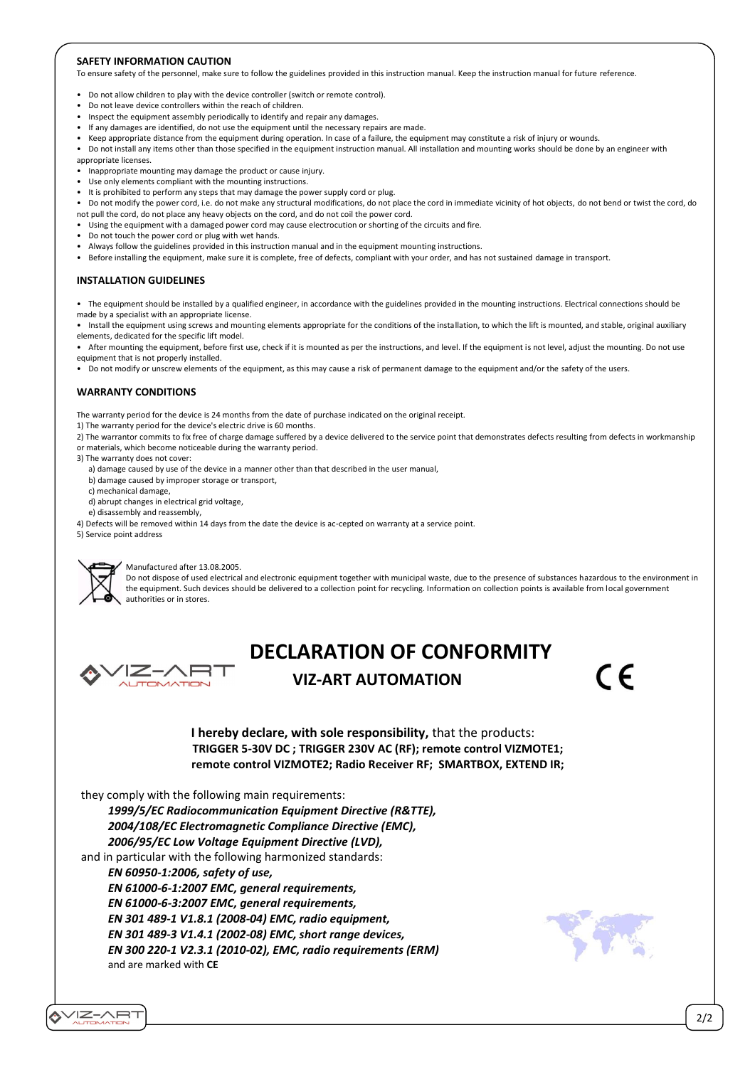## SAFETY INFORMATION CAUTION

To ensure safety of the personnel, make sure to follow the guidelines provided in this instruction manual. Keep the instruction manual for future reference.

- Do not allow children to play with the device controller (switch or remote control).
- Do not leave device controllers within the reach of children.
- Inspect the equipment assembly periodically to identify and repair any damages.
- If any damages are identified, do not use the equipment until the necessary repairs are made.
- Keep appropriate distance from the equipment during operation. In case of a failure, the equipment may constitute a risk of injury or wounds.
- Do not install any items other than those specified in the equipment instruction manual. All installation and mounting works should be done by an engineer with appropriate licenses.
- Inappropriate mounting may damage the product or cause injury.
- Use only elements compliant with the mounting instructions.
- It is prohibited to perform any steps that may damage the power supply cord or plug.
- Do not modify the power cord, i.e. do not make any structural modifications, do not place the cord in immediate vicinity of hot objects, do not bend or twist the cord, do not pull the cord, do not place any heavy objects on the cord, and do not coil the power cord.
- Using the equipment with a damaged power cord may cause electrocution or shorting of the circuits and fire.
- Do not touch the power cord or plug with wet hands.
- Always follow the guidelines provided in this instruction manual and in the equipment mounting instructions.
- Before installing the equipment, make sure it is complete, free of defects, compliant with your order, and has not sustained damage in transport.

## INSTALLATION GUIDELINES

- The equipment should be installed by a qualified engineer, in accordance with the guidelines provided in the mounting instructions. Electrical connections should be made by a specialist with an appropriate license.
- Install the equipment using screws and mounting elements appropriate for the conditions of the installation, to which the lift is mounted, and stable, original auxiliary elements, dedicated for the specific lift model.
- After mounting the equipment, before first use, check if it is mounted as per the instructions, and level. If the equipment is not level, adjust the mounting. Do not use equipment that is not properly installed.
- Do not modify or unscrew elements of the equipment, as this may cause a risk of permanent damage to the equipment and/or the safety of the users.

## WARRANTY CONDITIONS

The warranty period for the device is 24 months from the date of purchase indicated on the original receipt.

1) The warranty period for the device's electric drive is 60 months.
2) The warrantor commits to fix free of charge damage suffered by a device delivered to the service point that demonstrates defects resulting from defects in workmanship or materials, which become noticeable during the warranty period.
3) The warranty does not cover:
   a) damage caused by use of the device in a manner other than that described in the user manual,
   b) damage caused by improper storage or transport,
   c) mechanical damage,
   d) abrupt changes in electrical grid voltage,
   e) disassembly and reassembly,
4) Defects will be removed within 14 days from the date the device is ac-cepted on warranty at a service point.
5) Service point address

Manufactured after 13.08.2005.
Do not dispose of used electrical and electronic equipment together with municipal waste, due to the presence of substances hazardous to the environment in the equipment. Such devices should be delivered to a collection point for recycling. Information on collection points is available from local government authorities or in stores.

# DECLARATION OF CONFORMITY

## VIZ-ART AUTOMATION

CE

**I hereby declare, with sole responsibility,** that the products:
**TRIGGER 5-30V DC ; TRIGGER 230V AC (RF); remote control VIZMOTE1; remote control VIZMOTE2; Radio Receiver RF; SMARTBOX, EXTEND IR;**

they comply with the following main requirements:

***1999/5/EC Radiocommunication Equipment Directive (R&TTE),***
***2004/108/EC Electromagnetic Compliance Directive (EMC),***
***2006/95/EC Low Voltage Equipment Directive (LVD),***

and in particular with the following harmonized standards:

***EN 60950-1:2006, safety of use,***
***EN 61000-6-1:2007 EMC, general requirements,***
***EN 61000-6-3:2007 EMC, general requirements,***
***EN 301 489-1 V1.8.1 (2008-04) EMC, radio equipment,***
***EN 301 489-3 V1.4.1 (2002-08) EMC, short range devices,***
***EN 300 220-1 V2.3.1 (2010-02), EMC, radio requirements (ERM)***

and are marked with **CE**